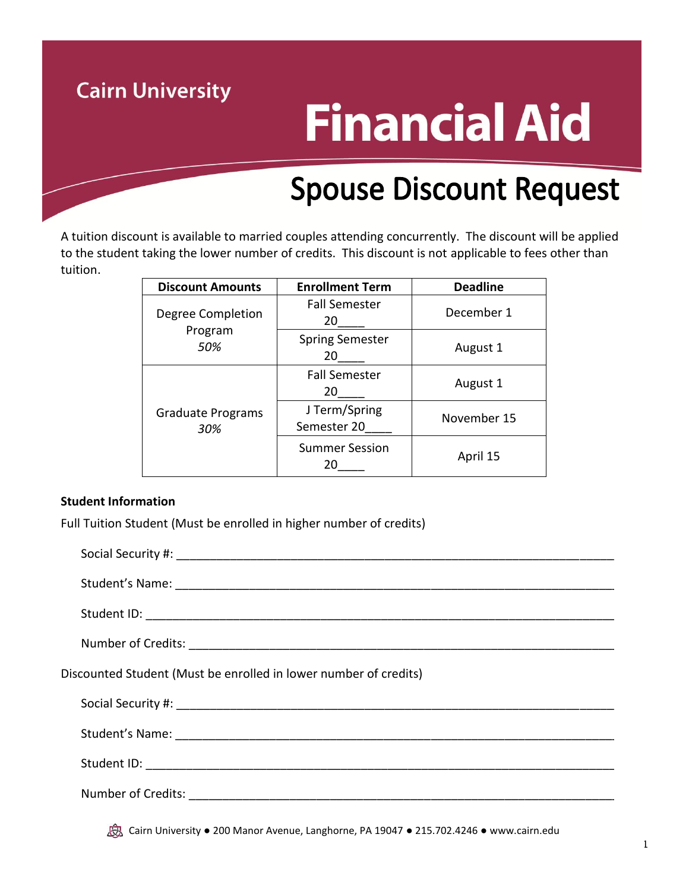Cairn University

# Financial Aid

## Spouse Discount Request

A tuition discount is available to married couples attending concurrently. The discount will be applied to the student taking the lower number of credits. This discount is not applicable to fees other than tuition.

| Discount Amounts | Enrollment Term | Deadline |
|---|---|---|
| Degree Completion Program *50%* | Fall Semester 20____ | December 1 |
| | Spring Semester 20____ | August 1 |
| Graduate Programs *30%* | Fall Semester 20____ | August 1 |
| | J Term/Spring Semester 20____ | November 15 |
| | Summer Session 20____ | April 15 |

**Student Information**

Full Tuition Student (Must be enrolled in higher number of credits)

Social Security #: ____________________________________________

Student's Name: ____________________________________________

Student ID: ____________________________________________

Number of Credits: ____________________________________________

Discounted Student (Must be enrolled in lower number of credits)

Social Security #: ____________________________________________

Student's Name: ____________________________________________

Student ID: ____________________________________________

Number of Credits: ____________________________________________

Cairn University ● 200 Manor Avenue, Langhorne, PA 19047 ● 215.702.4246 ● www.cairn.edu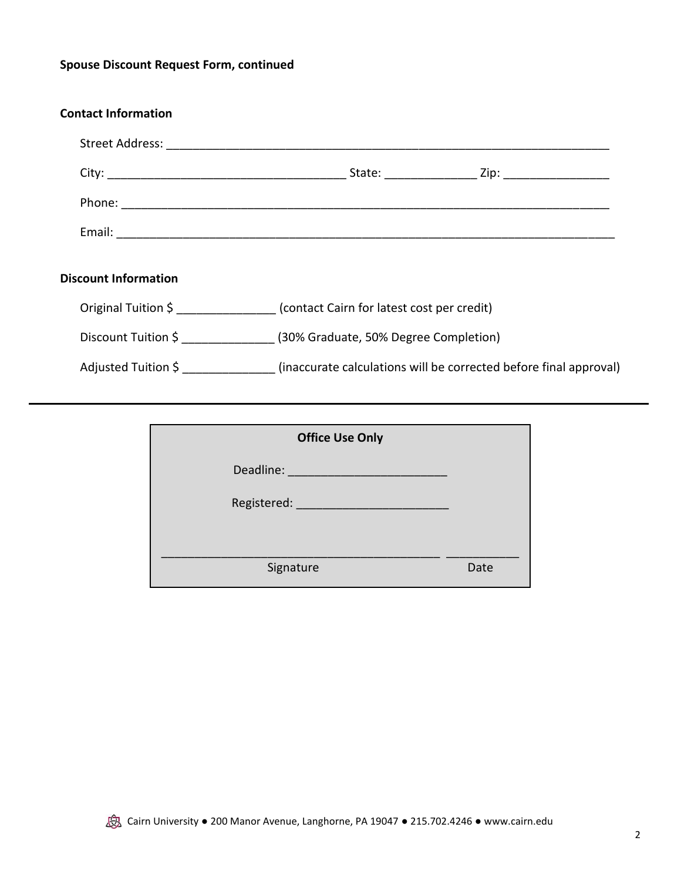**Spouse Discount Request Form, continued**

**Contact Information**

Street Address: ______________________________________________________________________

City: ____________________________________ State: ______________ Zip: ________________

Phone: ___________________________________________________________________________

Email: ____________________________________________________________________________

**Discount Information**

Original Tuition $ _______________ (contact Cairn for latest cost per credit)

Discount Tuition $ ______________ (30% Graduate, 50% Degree Completion)

Adjusted Tuition $ ______________ (inaccurate calculations will be corrected before final approval)

---

**Office Use Only**

Deadline: ________________________

Registered: _______________________

___________________________________________ ___________
Signature Date

Cairn University ● 200 Manor Avenue, Langhorne, PA 19047 ● 215.702.4246 ● www.cairn.edu